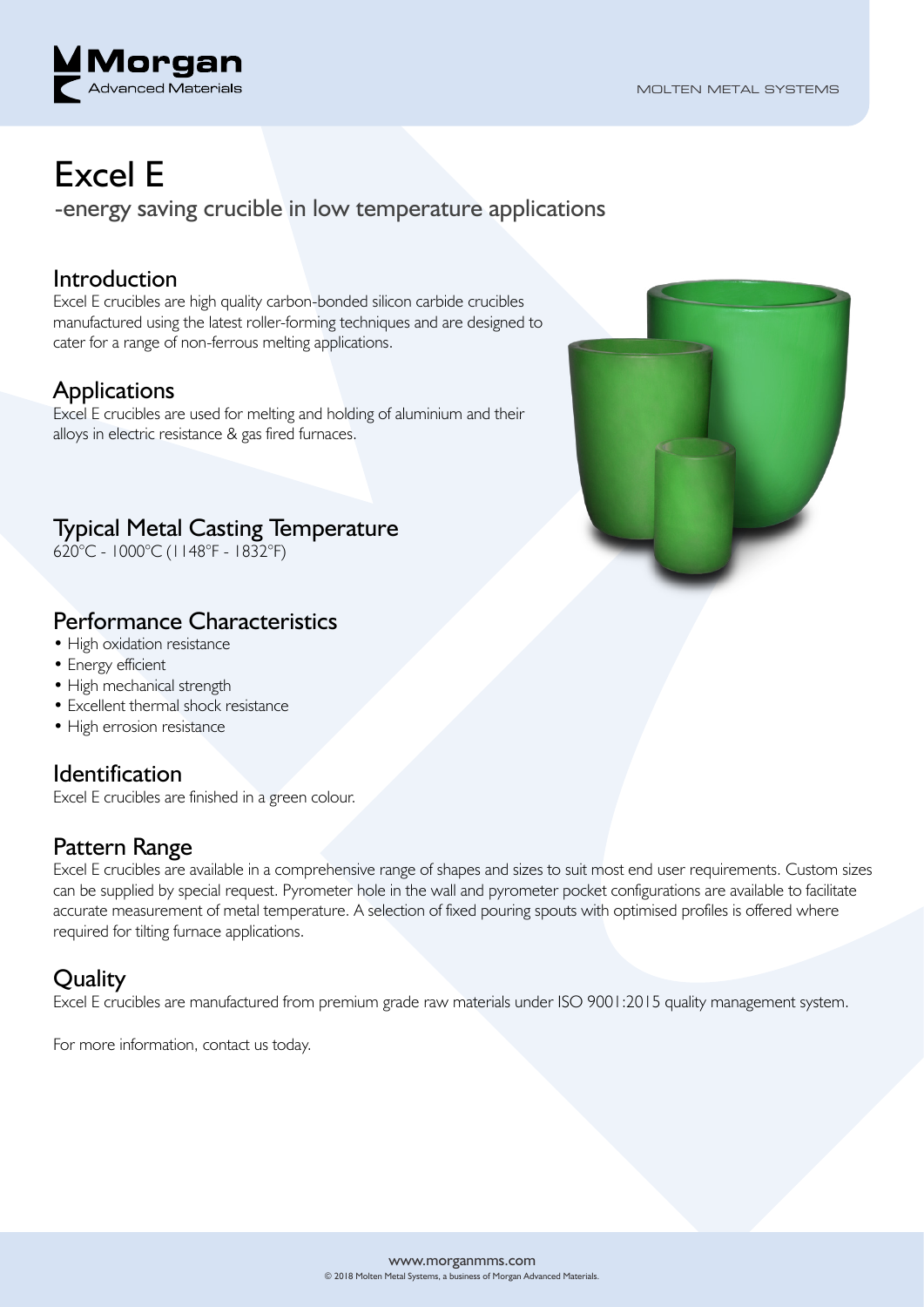Morgan Advanced Materials

MOLTEN METAL SYSTEMS

# Excel E

-energy saving crucible in low temperature applications

## Introduction

Excel E crucibles are high quality carbon-bonded silicon carbide crucibles manufactured using the latest roller-forming techniques and are designed to cater for a range of non-ferrous melting applications.

## Applications

Excel E crucibles are used for melting and holding of aluminium and their alloys in electric resistance & gas fired furnaces.

## Typical Metal Casting Temperature

620°C - 1000°C (1148°F - 1832°F)

## Performance Characteristics

- High oxidation resistance
- Energy efficient
- High mechanical strength
- Excellent thermal shock resistance
- High errosion resistance

## Identification

Excel E crucibles are finished in a green colour.

## Pattern Range

Excel E crucibles are available in a comprehensive range of shapes and sizes to suit most end user requirements. Custom sizes can be supplied by special request. Pyrometer hole in the wall and pyrometer pocket configurations are available to facilitate accurate measurement of metal temperature. A selection of fixed pouring spouts with optimised profiles is offered where required for tilting furnace applications.

## Quality

Excel E crucibles are manufactured from premium grade raw materials under ISO 9001:2015 quality management system.

For more information, contact us today.

www.morganmms.com

© 2018 Molten Metal Systems, a business of Morgan Advanced Materials.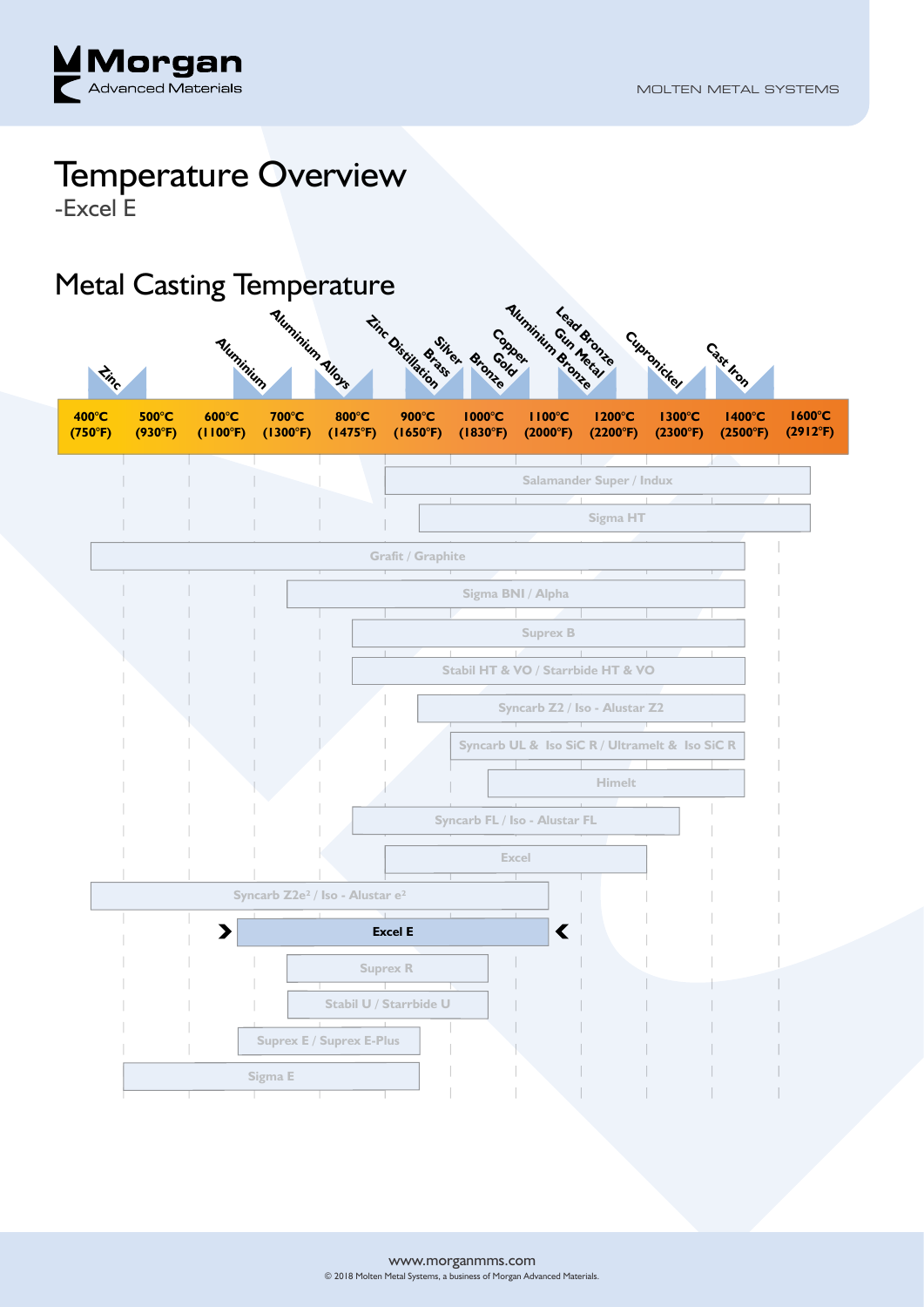# Temperature Overview

-Excel E

## Metal Casting Temperature

Zinc
Aluminium
Aluminium Alloys
Zinc Distillation
Silver
Brass
Bronze
Copper
Gold
Aluminium Bronze
Lead Bronze
Gun Metal
Cupronickel
Cast Iron

400°C (750°F)
500°C (930°F)
600°C (1100°F)
700°C (1300°F)
800°C (1475°F)
900°C (1650°F)
1000°C (1830°F)
1100°C (2000°F)
1200°C (2200°F)
1300°C (2300°F)
1400°C (2500°F)
1600°C (2912°F)

Salamander Super / Indux
Sigma HT
Grafit / Graphite
Sigma BNI / Alpha
Suprex B
Stabil HT & VO / Starrbide HT & VO
Syncarb Z2 / Iso - Alustar Z2
Syncarb UL & Iso SiC R / Ultramelt & Iso SiC R
Himelt
Syncarb FL / Iso - Alustar FL
Excel
Syncarb Z2e² / Iso - Alustar e²
**Excel E**
Suprex R
Stabil U / Starrbide U
Suprex E / Suprex E-Plus
Sigma E

www.morganmms.com
© 2018 Molten Metal Systems, a business of Morgan Advanced Materials.